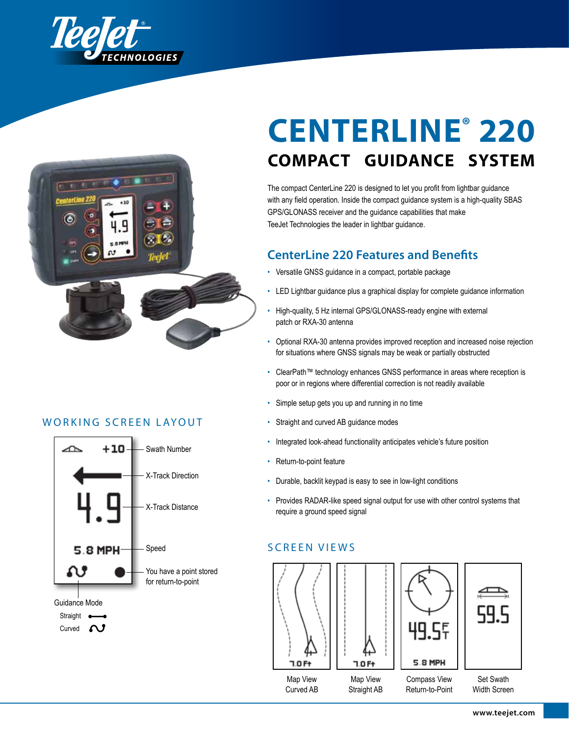# CENTERLINE® 220

## COMPACT GUIDANCE SYSTEM

The compact CenterLine 220 is designed to let you profit from lightbar guidance with any field operation. Inside the compact guidance system is a high-quality SBAS GPS/GLONASS receiver and the guidance capabilities that make TeeJet Technologies the leader in lightbar guidance.

## CenterLine 220 Features and Benefits

- Versatile GNSS guidance in a compact, portable package
- LED Lightbar guidance plus a graphical display for complete guidance information
- High-quality, 5 Hz internal GPS/GLONASS-ready engine with external patch or RXA-30 antenna
- Optional RXA-30 antenna provides improved reception and increased noise rejection for situations where GNSS signals may be weak or partially obstructed
- ClearPath™ technology enhances GNSS performance in areas where reception is poor or in regions where differential correction is not readily available
- Simple setup gets you up and running in no time
- Straight and curved AB guidance modes
- Integrated look-ahead functionality anticipates vehicle's future position
- Return-to-point feature
- Durable, backlit keypad is easy to see in low-light conditions
- Provides RADAR-like speed signal output for use with other control systems that require a ground speed signal

## WORKING SCREEN LAYOUT

- +10 — Swath Number
- X-Track Direction
- 4.9 — X-Track Distance
- 5.8 MPH — Speed
- You have a point stored for return-to-point

Guidance Mode
- Straight
- Curved

## SCREEN VIEWS

| Map View Curved AB | Map View Straight AB | Compass View Return-to-Point | Set Swath Width Screen |
|---|---|---|---|
| 7.0 Ft | 7.0 Ft | 49.5 FT / 5.8 MPH | 59.5 |

www.teejet.com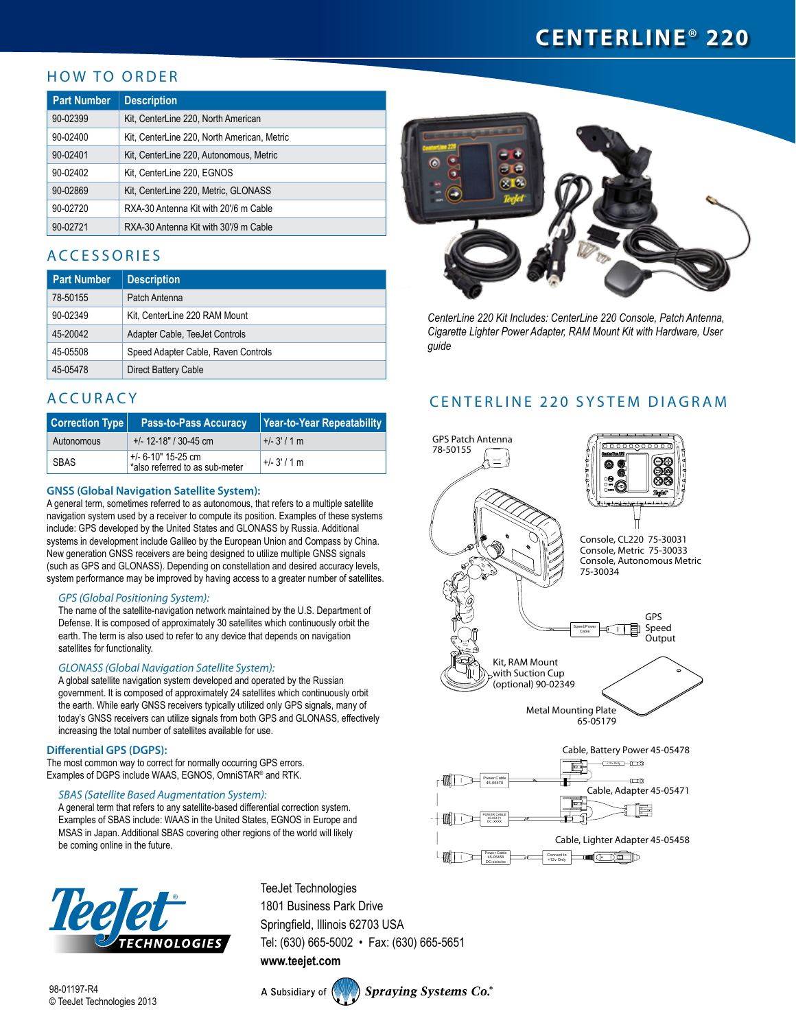# CENTERLINE® 220

## HOW TO ORDER

| Part Number | Description |
|---|---|
| 90-02399 | Kit, CenterLine 220, North American |
| 90-02400 | Kit, CenterLine 220, North American, Metric |
| 90-02401 | Kit, CenterLine 220, Autonomous, Metric |
| 90-02402 | Kit, CenterLine 220, EGNOS |
| 90-02869 | Kit, CenterLine 220, Metric, GLONASS |
| 90-02720 | RXA-30 Antenna Kit with 20'/6 m Cable |
| 90-02721 | RXA-30 Antenna Kit with 30'/9 m Cable |

## ACCESSORIES

| Part Number | Description |
|---|---|
| 78-50155 | Patch Antenna |
| 90-02349 | Kit, CenterLine 220 RAM Mount |
| 45-20042 | Adapter Cable, TeeJet Controls |
| 45-05508 | Speed Adapter Cable, Raven Controls |
| 45-05478 | Direct Battery Cable |

## ACCURACY

| Correction Type | Pass-to-Pass Accuracy | Year-to-Year Repeatability |
|---|---|---|
| Autonomous | +/- 12-18" / 30-45 cm | +/- 3' / 1 m |
| SBAS | +/- 6-10" 15-25 cm *also referred to as sub-meter | +/- 3' / 1 m |

### GNSS (Global Navigation Satellite System):

A general term, sometimes referred to as autonomous, that refers to a multiple satellite navigation system used by a receiver to compute its position. Examples of these systems include: GPS developed by the United States and GLONASS by Russia. Additional systems in development include Galileo by the European Union and Compass by China. New generation GNSS receivers are being designed to utilize multiple GNSS signals (such as GPS and GLONASS). Depending on constellation and desired accuracy levels, system performance may be improved by having access to a greater number of satellites.

#### *GPS (Global Positioning System):*

The name of the satellite-navigation network maintained by the U.S. Department of Defense. It is composed of approximately 30 satellites which continuously orbit the earth. The term is also used to refer to any device that depends on navigation satellites for functionality.

#### *GLONASS (Global Navigation Satellite System):*

A global satellite navigation system developed and operated by the Russian government. It is composed of approximately 24 satellites which continuously orbit the earth. While early GNSS receivers typically utilized only GPS signals, many of today's GNSS receivers can utilize signals from both GPS and GLONASS, effectively increasing the total number of satellites available for use.

### Differential GPS (DGPS):

The most common way to correct for normally occurring GPS errors. Examples of DGPS include WAAS, EGNOS, OmniSTAR® and RTK.

#### *SBAS (Satellite Based Augmentation System):*

A general term that refers to any satellite-based differential correction system. Examples of SBAS include: WAAS in the United States, EGNOS in Europe and MSAS in Japan. Additional SBAS covering other regions of the world will likely be coming online in the future.

*CenterLine 220 Kit Includes: CenterLine 220 Console, Patch Antenna, Cigarette Lighter Power Adapter, RAM Mount Kit with Hardware, User guide*

## CENTERLINE 220 SYSTEM DIAGRAM

GPS Patch Antenna
78-50155

Console, CL220 75-30031
Console, Metric 75-30033
Console, Autonomous Metric 75-30034

GPS Speed Output

Kit, RAM Mount with Suction Cup (optional) 90-02349

Metal Mounting Plate 65-05179

Cable, Battery Power 45-05478

Cable, Adapter 45-05471

Cable, Lighter Adapter 45-05458

TeeJet Technologies
1801 Business Park Drive
Springfield, Illinois 62703 USA
Tel: (630) 665-5002 • Fax: (630) 665-5651
**www.teejet.com**

A Subsidiary of Spraying Systems Co.®

98-01197-R4
© TeeJet Technologies 2013